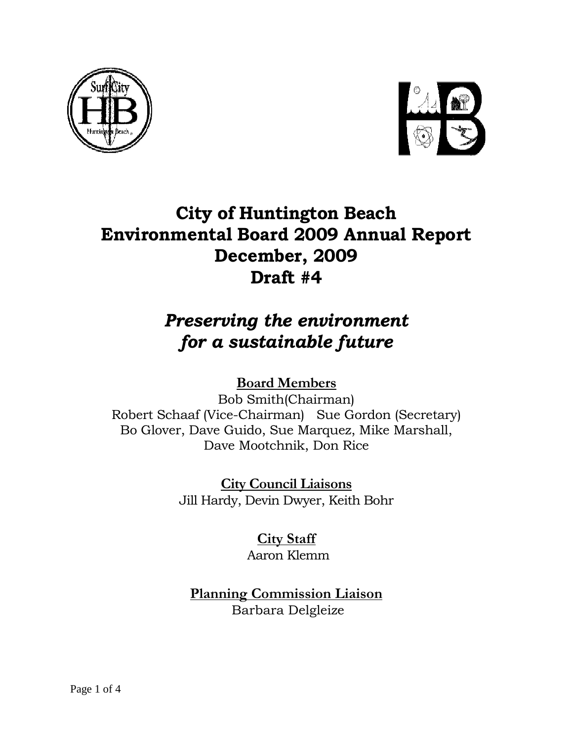# City of Huntington Beach
# Environmental Board 2009 Annual Report
# December, 2009
# Draft #4

## *Preserving the environment for a sustainable future*

**<u>Board Members</u>**

Bob Smith(Chairman)
Robert Schaaf (Vice-Chairman) Sue Gordon (Secretary)
Bo Glover, Dave Guido, Sue Marquez, Mike Marshall,
Dave Mootchnik, Don Rice

**<u>City Council Liaisons</u>**

Jill Hardy, Devin Dwyer, Keith Bohr

**<u>City Staff</u>**

Aaron Klemm

**<u>Planning Commission Liaison</u>**

Barbara Delgleize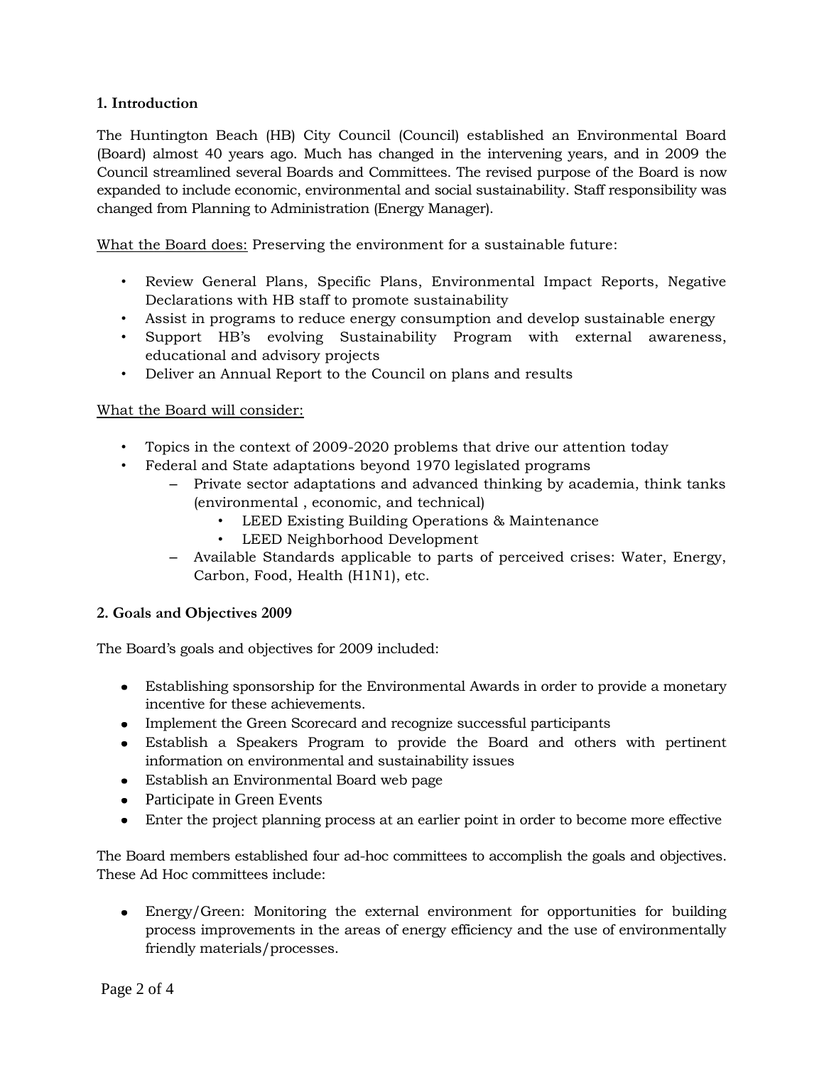**1. Introduction**

The Huntington Beach (HB) City Council (Council) established an Environmental Board (Board) almost 40 years ago. Much has changed in the intervening years, and in 2009 the Council streamlined several Boards and Committees. The revised purpose of the Board is now expanded to include economic, environmental and social sustainability. Staff responsibility was changed from Planning to Administration (Energy Manager).

What the Board does: Preserving the environment for a sustainable future:

- Review General Plans, Specific Plans, Environmental Impact Reports, Negative Declarations with HB staff to promote sustainability
- Assist in programs to reduce energy consumption and develop sustainable energy
- Support HB's evolving Sustainability Program with external awareness, educational and advisory projects
- Deliver an Annual Report to the Council on plans and results

What the Board will consider:

- Topics in the context of 2009-2020 problems that drive our attention today
- Federal and State adaptations beyond 1970 legislated programs
  - Private sector adaptations and advanced thinking by academia, think tanks (environmental , economic, and technical)
    - LEED Existing Building Operations & Maintenance
    - LEED Neighborhood Development
  - Available Standards applicable to parts of perceived crises: Water, Energy, Carbon, Food, Health (H1N1), etc.

**2. Goals and Objectives 2009**

The Board's goals and objectives for 2009 included:

- Establishing sponsorship for the Environmental Awards in order to provide a monetary incentive for these achievements.
- Implement the Green Scorecard and recognize successful participants
- Establish a Speakers Program to provide the Board and others with pertinent information on environmental and sustainability issues
- Establish an Environmental Board web page
- Participate in Green Events
- Enter the project planning process at an earlier point in order to become more effective

The Board members established four ad-hoc committees to accomplish the goals and objectives. These Ad Hoc committees include:

- Energy/Green: Monitoring the external environment for opportunities for building process improvements in the areas of energy efficiency and the use of environmentally friendly materials/processes.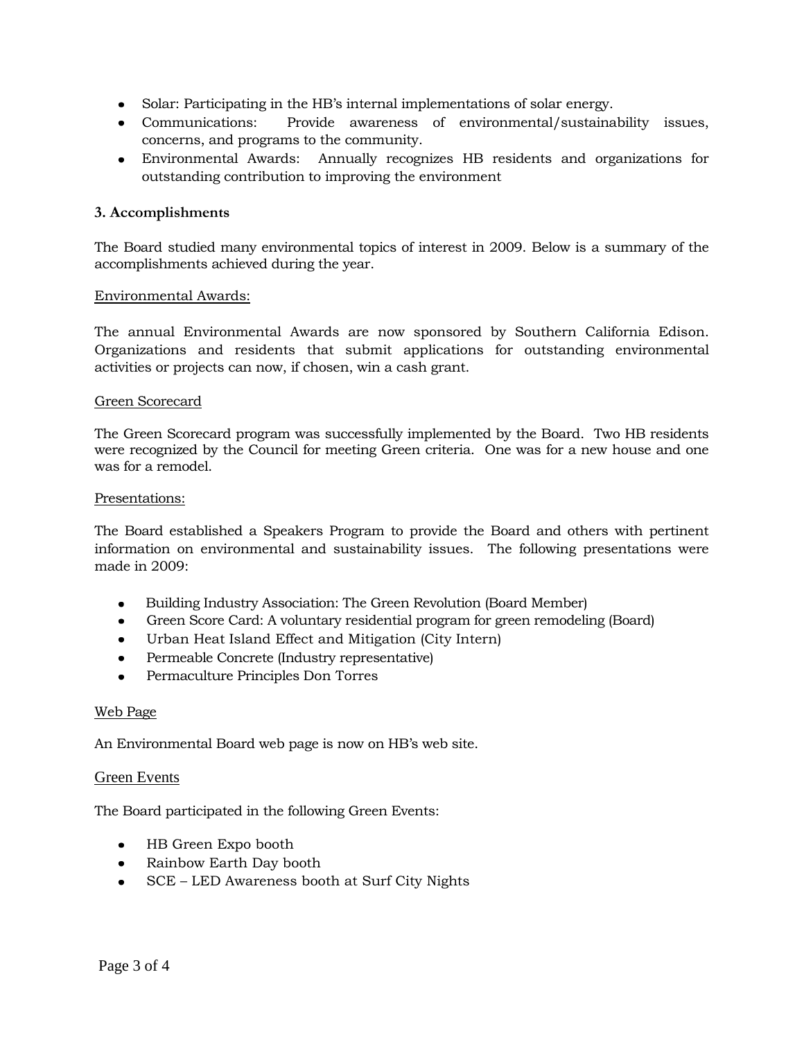- Solar: Participating in the HB's internal implementations of solar energy.
- Communications: Provide awareness of environmental/sustainability issues, concerns, and programs to the community.
- Environmental Awards: Annually recognizes HB residents and organizations for outstanding contribution to improving the environment

**3. Accomplishments**

The Board studied many environmental topics of interest in 2009. Below is a summary of the accomplishments achieved during the year.

<u>Environmental Awards:</u>

The annual Environmental Awards are now sponsored by Southern California Edison. Organizations and residents that submit applications for outstanding environmental activities or projects can now, if chosen, win a cash grant.

<u>Green Scorecard</u>

The Green Scorecard program was successfully implemented by the Board. Two HB residents were recognized by the Council for meeting Green criteria. One was for a new house and one was for a remodel.

<u>Presentations:</u>

The Board established a Speakers Program to provide the Board and others with pertinent information on environmental and sustainability issues. The following presentations were made in 2009:

- Building Industry Association: The Green Revolution (Board Member)
- Green Score Card: A voluntary residential program for green remodeling (Board)
- Urban Heat Island Effect and Mitigation (City Intern)
- Permeable Concrete (Industry representative)
- Permaculture Principles Don Torres

<u>Web Page</u>

An Environmental Board web page is now on HB's web site.

<u>Green Events</u>

The Board participated in the following Green Events:

- HB Green Expo booth
- Rainbow Earth Day booth
- SCE – LED Awareness booth at Surf City Nights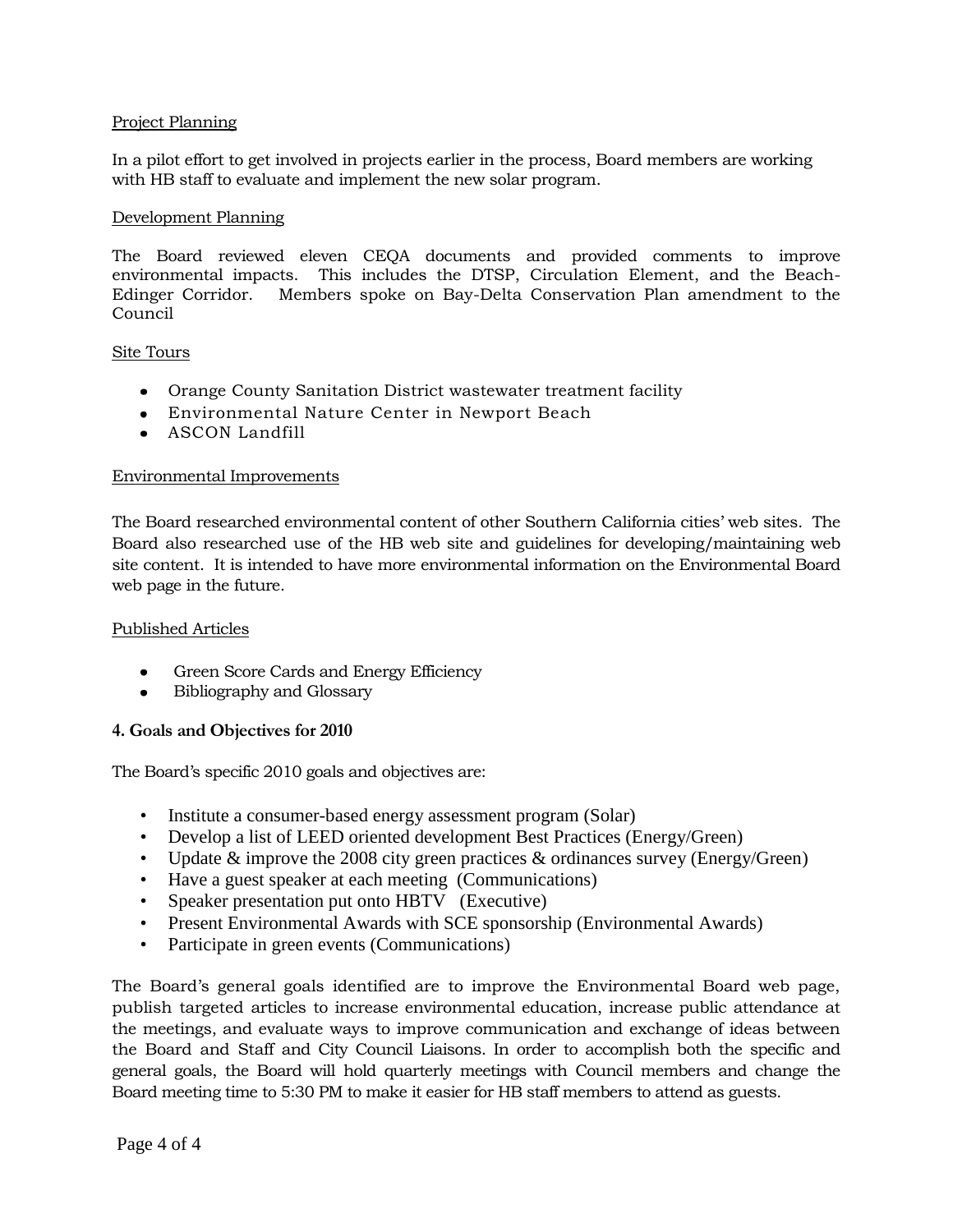Project Planning

In a pilot effort to get involved in projects earlier in the process, Board members are working with HB staff to evaluate and implement the new solar program.

Development Planning

The Board reviewed eleven CEQA documents and provided comments to improve environmental impacts. This includes the DTSP, Circulation Element, and the Beach-Edinger Corridor. Members spoke on Bay-Delta Conservation Plan amendment to the Council

Site Tours

- Orange County Sanitation District wastewater treatment facility
- Environmental Nature Center in Newport Beach
- ASCON Landfill

Environmental Improvements

The Board researched environmental content of other Southern California cities' web sites. The Board also researched use of the HB web site and guidelines for developing/maintaining web site content. It is intended to have more environmental information on the Environmental Board web page in the future.

Published Articles

- Green Score Cards and Energy Efficiency
- Bibliography and Glossary

**4. Goals and Objectives for 2010**

The Board's specific 2010 goals and objectives are:

- Institute a consumer-based energy assessment program (Solar)
- Develop a list of LEED oriented development Best Practices (Energy/Green)
- Update & improve the 2008 city green practices & ordinances survey (Energy/Green)
- Have a guest speaker at each meeting (Communications)
- Speaker presentation put onto HBTV (Executive)
- Present Environmental Awards with SCE sponsorship (Environmental Awards)
- Participate in green events (Communications)

The Board's general goals identified are to improve the Environmental Board web page, publish targeted articles to increase environmental education, increase public attendance at the meetings, and evaluate ways to improve communication and exchange of ideas between the Board and Staff and City Council Liaisons. In order to accomplish both the specific and general goals, the Board will hold quarterly meetings with Council members and change the Board meeting time to 5:30 PM to make it easier for HB staff members to attend as guests.